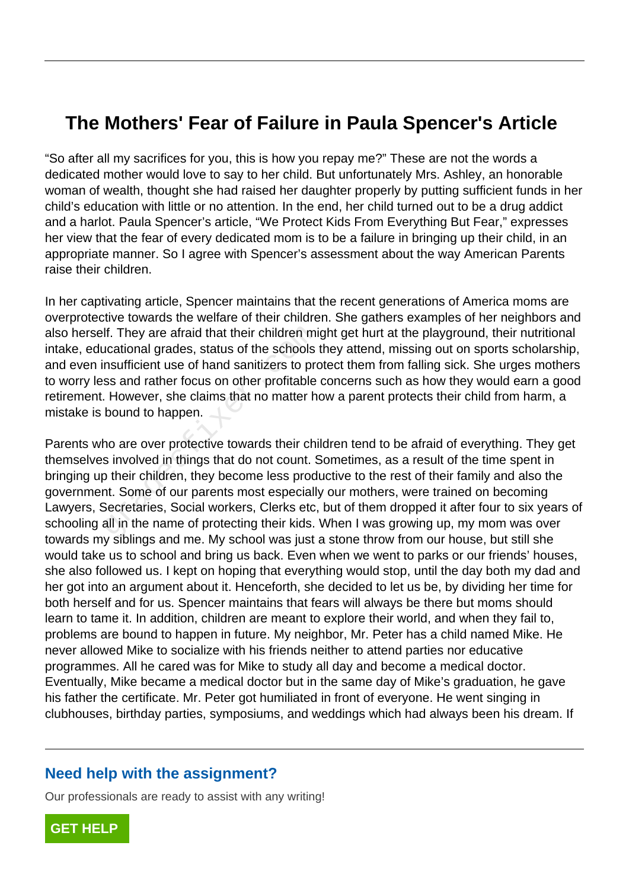# The Mothers' Fear of Failure in Paula Spencer's Article

"So after all my sacrifices for you, this is how you repay me?" These are not the words a dedicated mother would love to say to her child. But unfortunately Mrs. Ashley, an honorable woman of wealth, thought she had raised her daughter properly by putting sufficient funds in her child's education with little or no attention. In the end, her child turned out to be a drug addict and a harlot. Paula Spencer's article, "We Protect Kids From Everything But Fear," expresses her view that the fear of every dedicated mom is to be a failure in bringing up their child, in an appropriate manner. So I agree with Spencer's assessment about the way American Parents raise their children.

In her captivating article, Spencer maintains that the recent generations of America moms are overprotective towards the welfare of their children. She gathers examples of her neighbors and also herself. They are afraid that their children might get hurt at the playground, their nutritional intake, educational grades, status of the schools they attend, missing out on sports scholarship, and even insufficient use of hand sanitizers to protect them from falling sick. She urges mothers to worry less and rather focus on other profitable concerns such as how they would earn a good retirement. However, she claims that no matter how a parent protects their child from harm, a mistake is bound to happen.

Parents who are over protective towards their children tend to be afraid of everything. They get themselves involved in things that do not count. Sometimes, as a result of the time spent in bringing up their children, they become less productive to the rest of their family and also the government. Some of our parents most especially our mothers, were trained on becoming Lawyers, Secretaries, Social workers, Clerks etc, but of them dropped it after four to six years of schooling all in the name of protecting their kids. When I was growing up, my mom was over towards my siblings and me. My school was just a stone throw from our house, but still she would take us to school and bring us back. Even when we went to parks or our friends' houses, she also followed us. I kept on hoping that everything would stop, until the day both my dad and her got into an argument about it. Henceforth, she decided to let us be, by dividing her time for both herself and for us. Spencer maintains that fears will always be there but moms should learn to tame it. In addition, children are meant to explore their world, and when they fail to, problems are bound to happen in future. My neighbor, Mr. Peter has a child named Mike. He never allowed Mike to socialize with his friends neither to attend parties nor educative programmes. All he cared was for Mike to study all day and become a medical doctor. Eventually, Mike became a medical doctor but in the same day of Mike's graduation, he gave his father the certificate. Mr. Peter got humiliated in front of everyone. He went singing in clubhouses, birthday parties, symposiums, and weddings which had always been his dream. If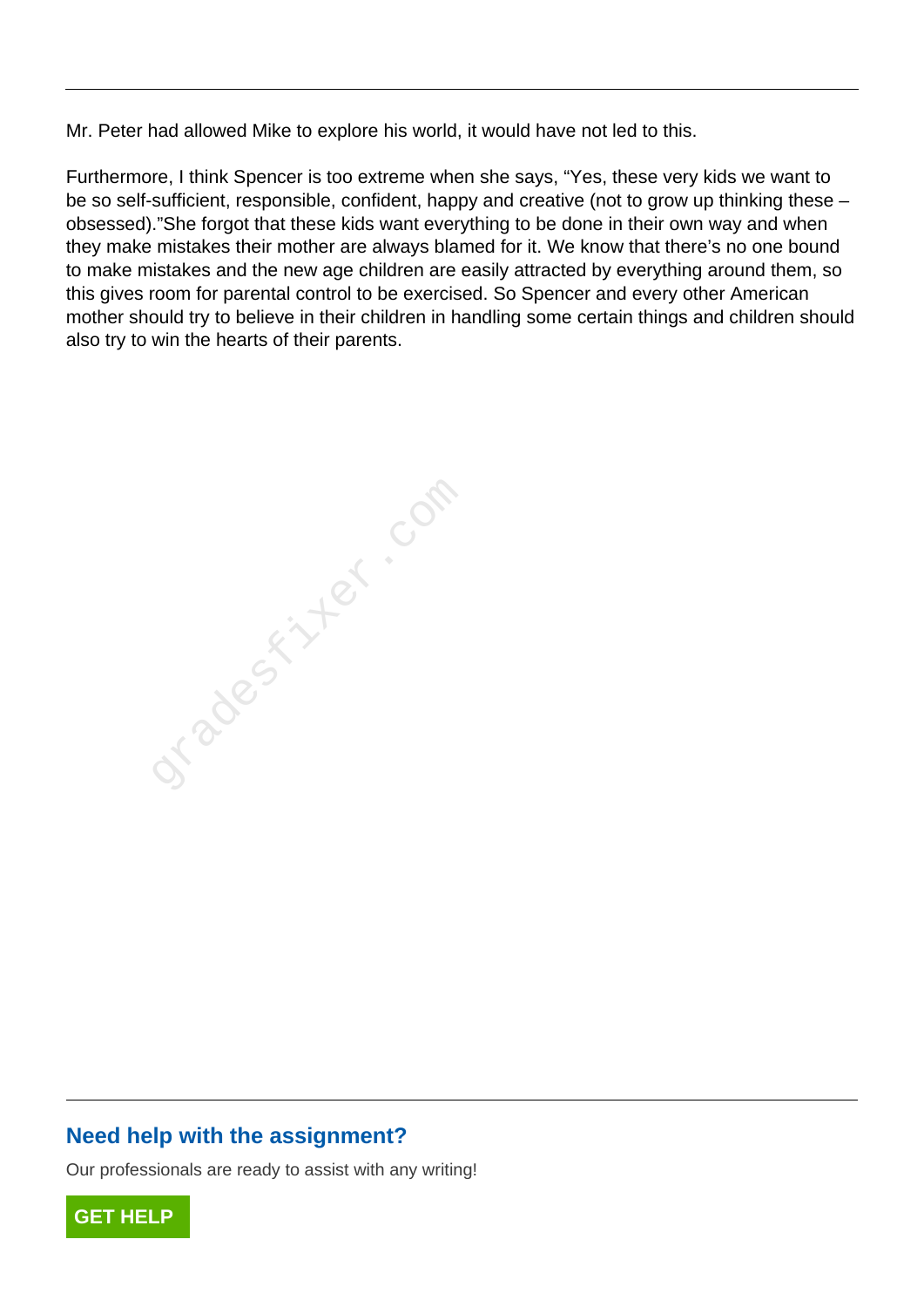Mr. Peter had allowed Mike to explore his world, it would have not led to this.

Furthermore, I think Spencer is too extreme when she says, "Yes, these very kids we want to be so self-sufficient, responsible, confident, happy and creative (not to grow up thinking these – obsessed)."She forgot that these kids want everything to be done in their own way and when they make mistakes their mother are always blamed for it. We know that there's no one bound to make mistakes and the new age children are easily attracted by everything around them, so this gives room for parental control to be exercised. So Spencer and every other American mother should try to believe in their children in handling some certain things and children should also try to win the hearts of their parents.

## Need help with the assignment?

Our professionals are ready to assist with any writing!

**GET HELP**